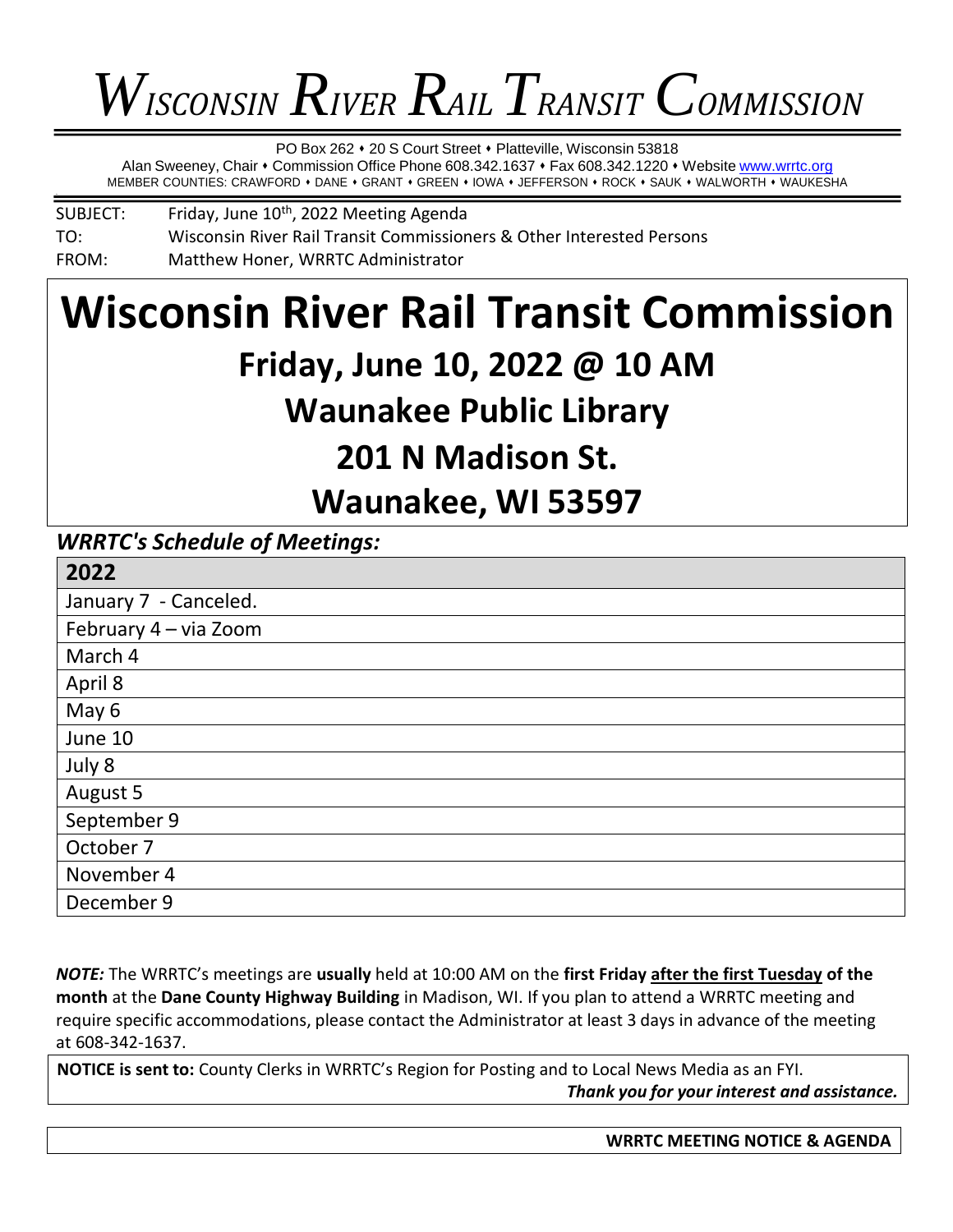# WISCONSIN RIVER RAIL TRANSIT COMMISSION

PO Box 262 • 20 S Court Street • Platteville, Wisconsin 53818
Alan Sweeney, Chair • Commission Office Phone 608.342.1637 • Fax 608.342.1220 • Website www.wrrtc.org
MEMBER COUNTIES: CRAWFORD • DANE • GRANT • GREEN • IOWA • JEFFERSON • ROCK • SAUK • WALWORTH • WAUKESHA

SUBJECT: Friday, June 10th, 2022 Meeting Agenda
TO: Wisconsin River Rail Transit Commissioners & Other Interested Persons
FROM: Matthew Honer, WRRTC Administrator

# Wisconsin River Rail Transit Commission

## Friday, June 10, 2022 @ 10 AM

## Waunakee Public Library

## 201 N Madison St.

## Waunakee, WI 53597

***WRRTC's Schedule of Meetings:***

| 2022 |
|---|
| January 7 - Canceled. |
| February 4 – via Zoom |
| March 4 |
| April 8 |
| May 6 |
| June 10 |
| July 8 |
| August 5 |
| September 9 |
| October 7 |
| November 4 |
| December 9 |

***NOTE:*** The WRRTC's meetings are **usually** held at 10:00 AM on the **first Friday after the first Tuesday of the month** at the **Dane County Highway Building** in Madison, WI. If you plan to attend a WRRTC meeting and require specific accommodations, please contact the Administrator at least 3 days in advance of the meeting at 608-342-1637.

**NOTICE is sent to:** County Clerks in WRRTC's Region for Posting and to Local News Media as an FYI.
***Thank you for your interest and assistance.***

**WRRTC MEETING NOTICE & AGENDA**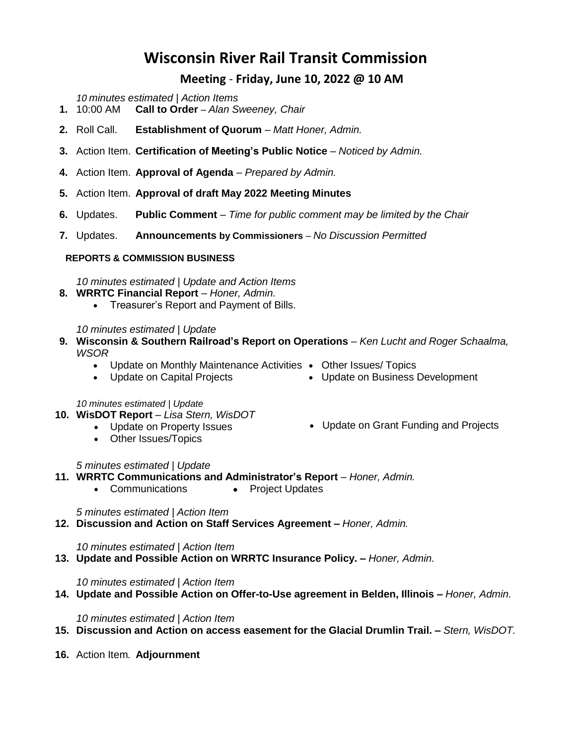# Wisconsin River Rail Transit Commission

## Meeting - Friday, June 10, 2022 @ 10 AM

*10 minutes estimated | Action Items*

1. 10:00 AM **Call to Order** – *Alan Sweeney, Chair*
2. Roll Call. **Establishment of Quorum** – *Matt Honer, Admin.*
3. Action Item. **Certification of Meeting's Public Notice** – *Noticed by Admin.*
4. Action Item. **Approval of Agenda** – *Prepared by Admin.*
5. Action Item. **Approval of draft May 2022 Meeting Minutes**
6. Updates. **Public Comment** – *Time for public comment may be limited by the Chair*
7. Updates. **Announcements by Commissioners** – *No Discussion Permitted*

**REPORTS & COMMISSION BUSINESS**

*10 minutes estimated | Update and Action Items*

8. **WRRTC Financial Report** – *Honer, Admin.*
   - Treasurer's Report and Payment of Bills.

*10 minutes estimated | Update*

9. **Wisconsin & Southern Railroad's Report on Operations** – *Ken Lucht and Roger Schaalma, WSOR*
   - Update on Monthly Maintenance Activities
   - Update on Capital Projects
   - Other Issues/ Topics
   - Update on Business Development

*10 minutes estimated | Update*

10. **WisDOT Report** – *Lisa Stern, WisDOT*
    - Update on Property Issues
    - Other Issues/Topics
    - Update on Grant Funding and Projects

*5 minutes estimated | Update*

11. **WRRTC Communications and Administrator's Report** – *Honer, Admin.*
    - Communications
    - Project Updates

*5 minutes estimated | Action Item*

12. **Discussion and Action on Staff Services Agreement –** *Honer, Admin.*

*10 minutes estimated | Action Item*

13. **Update and Possible Action on WRRTC Insurance Policy. –** *Honer, Admin.*

*10 minutes estimated | Action Item*

14. **Update and Possible Action on Offer-to-Use agreement in Belden, Illinois –** *Honer, Admin.*

*10 minutes estimated | Action Item*

15. **Discussion and Action on access easement for the Glacial Drumlin Trail. –** *Stern, WisDOT.*

16. Action Item*.* **Adjournment**